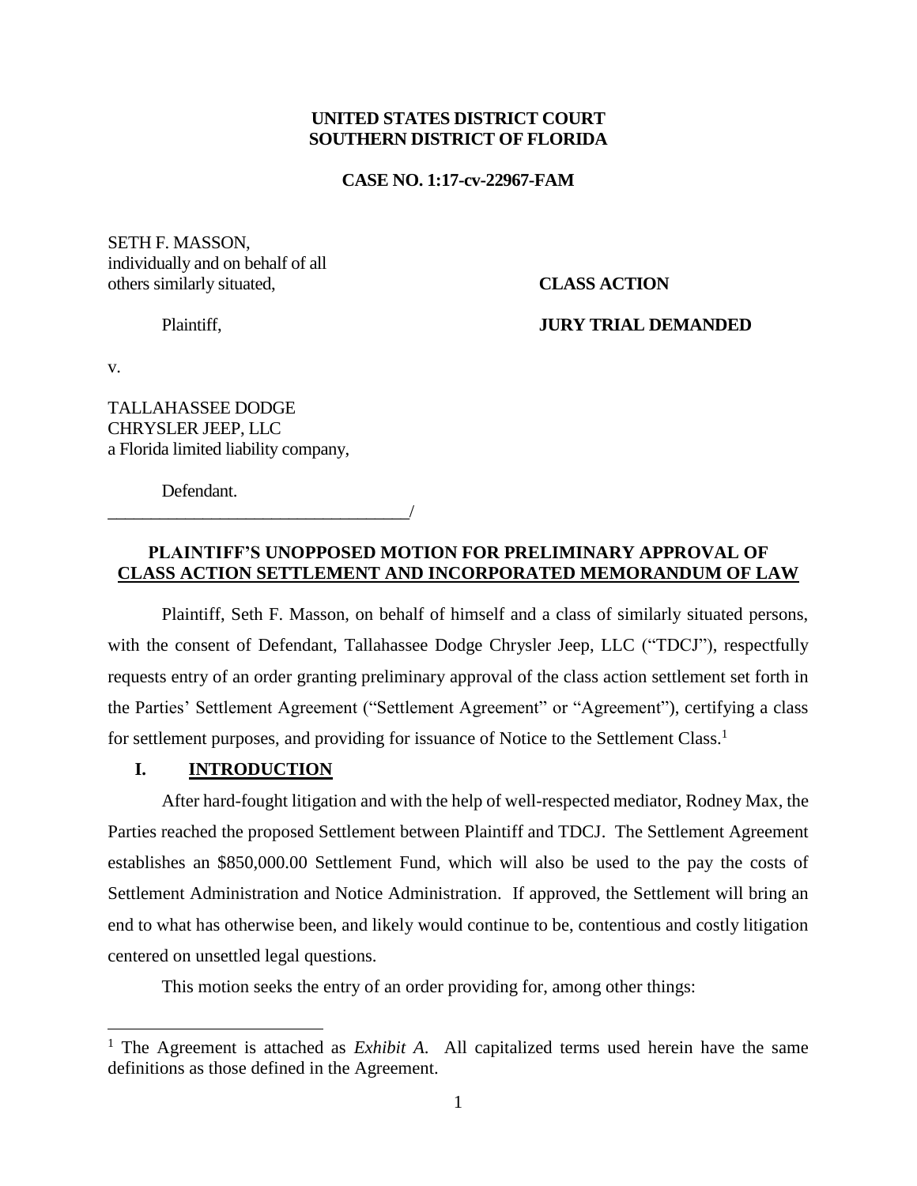**UNITED STATES DISTRICT COURT**
**SOUTHERN DISTRICT OF FLORIDA**

**CASE NO. 1:17-cv-22967-FAM**

SETH F. MASSON,
individually and on behalf of all
others similarly situated,

**CLASS ACTION**

Plaintiff,

**JURY TRIAL DEMANDED**

v.

TALLAHASSEE DODGE
CHRYSLER JEEP, LLC
a Florida limited liability company,

Defendant.
___________________________________/

**PLAINTIFF'S UNOPPOSED MOTION FOR PRELIMINARY APPROVAL OF CLASS ACTION SETTLEMENT AND INCORPORATED MEMORANDUM OF LAW**

Plaintiff, Seth F. Masson, on behalf of himself and a class of similarly situated persons, with the consent of Defendant, Tallahassee Dodge Chrysler Jeep, LLC ("TDCJ"), respectfully requests entry of an order granting preliminary approval of the class action settlement set forth in the Parties' Settlement Agreement ("Settlement Agreement" or "Agreement"), certifying a class for settlement purposes, and providing for issuance of Notice to the Settlement Class.[1]

## I. INTRODUCTION

After hard-fought litigation and with the help of well-respected mediator, Rodney Max, the Parties reached the proposed Settlement between Plaintiff and TDCJ. The Settlement Agreement establishes an $850,000.00 Settlement Fund, which will also be used to the pay the costs of Settlement Administration and Notice Administration. If approved, the Settlement will bring an end to what has otherwise been, and likely would continue to be, contentious and costly litigation centered on unsettled legal questions.

This motion seeks the entry of an order providing for, among other things:

[1] The Agreement is attached as *Exhibit A*. All capitalized terms used herein have the same definitions as those defined in the Agreement.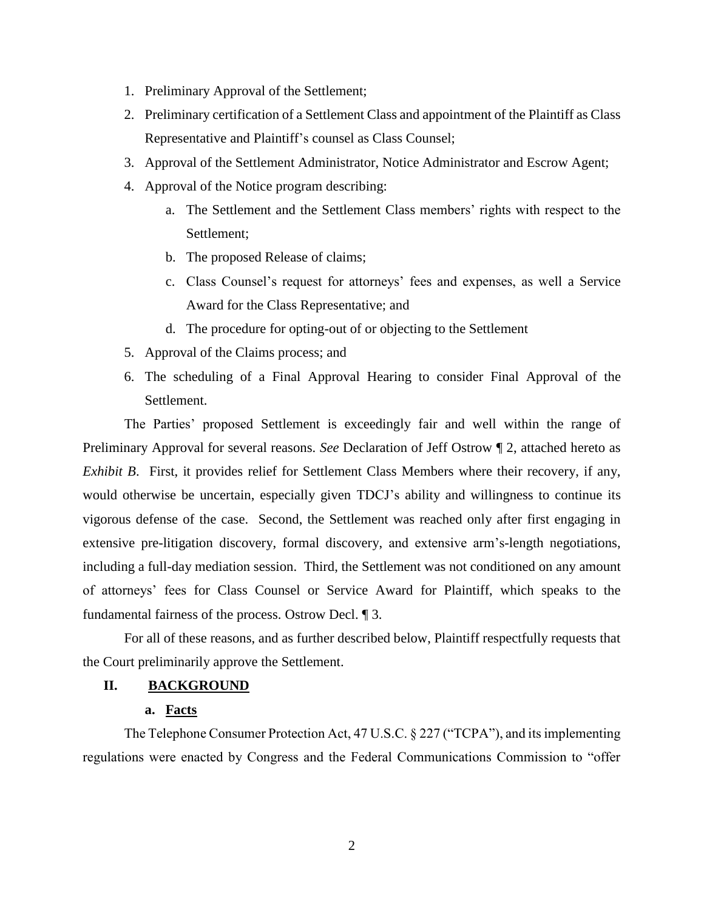1. Preliminary Approval of the Settlement;
2. Preliminary certification of a Settlement Class and appointment of the Plaintiff as Class Representative and Plaintiff's counsel as Class Counsel;
3. Approval of the Settlement Administrator, Notice Administrator and Escrow Agent;
4. Approval of the Notice program describing:
    a. The Settlement and the Settlement Class members' rights with respect to the Settlement;
    b. The proposed Release of claims;
    c. Class Counsel's request for attorneys' fees and expenses, as well a Service Award for the Class Representative; and
    d. The procedure for opting-out of or objecting to the Settlement
5. Approval of the Claims process; and
6. The scheduling of a Final Approval Hearing to consider Final Approval of the Settlement.

The Parties' proposed Settlement is exceedingly fair and well within the range of Preliminary Approval for several reasons. *See* Declaration of Jeff Ostrow ¶ 2, attached hereto as *Exhibit B*. First, it provides relief for Settlement Class Members where their recovery, if any, would otherwise be uncertain, especially given TDCJ's ability and willingness to continue its vigorous defense of the case. Second, the Settlement was reached only after first engaging in extensive pre-litigation discovery, formal discovery, and extensive arm's-length negotiations, including a full-day mediation session. Third, the Settlement was not conditioned on any amount of attorneys' fees for Class Counsel or Service Award for Plaintiff, which speaks to the fundamental fairness of the process. Ostrow Decl. ¶ 3.

For all of these reasons, and as further described below, Plaintiff respectfully requests that the Court preliminarily approve the Settlement.

## II. BACKGROUND

### a. Facts

The Telephone Consumer Protection Act, 47 U.S.C. § 227 ("TCPA"), and its implementing regulations were enacted by Congress and the Federal Communications Commission to "offer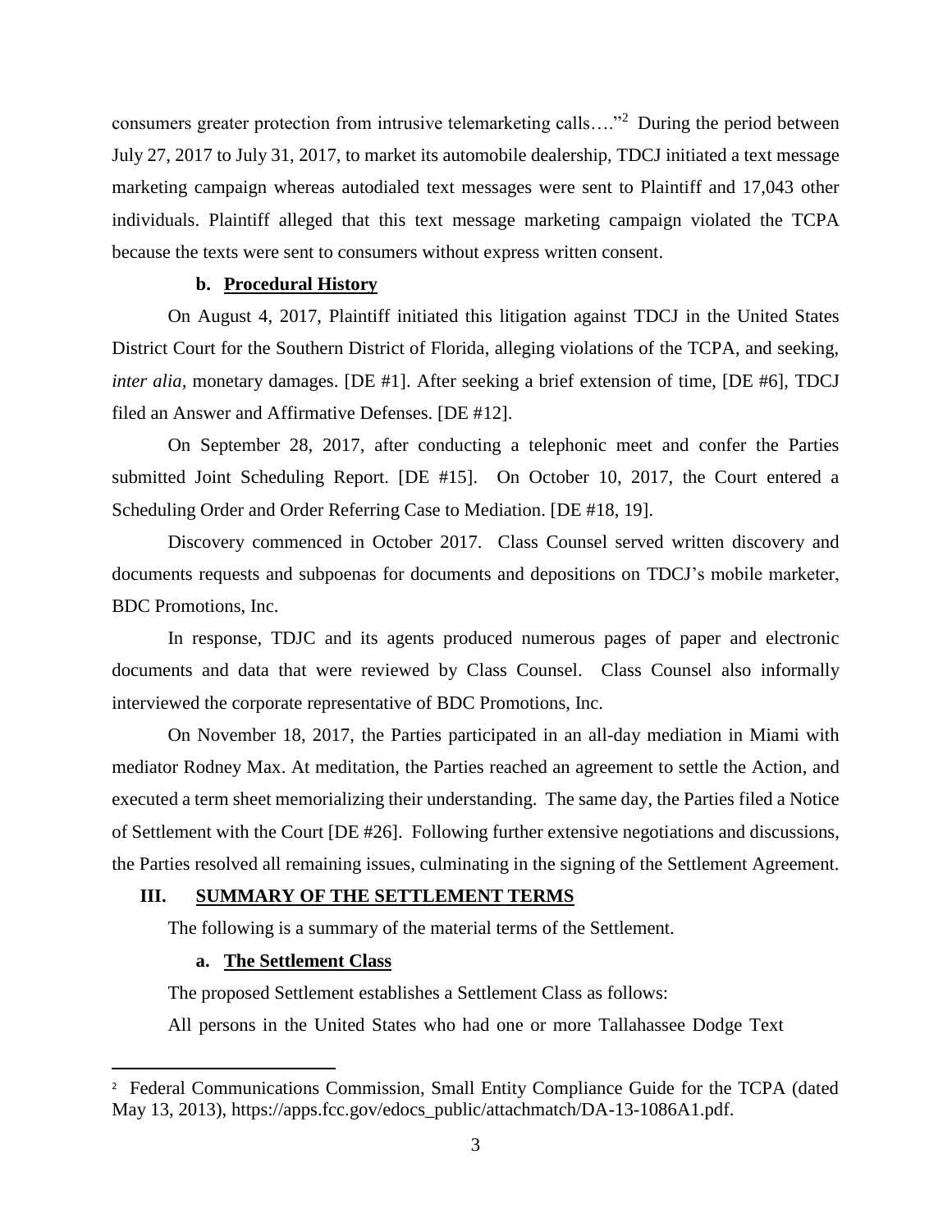consumers greater protection from intrusive telemarketing calls…."[2] During the period between July 27, 2017 to July 31, 2017, to market its automobile dealership, TDCJ initiated a text message marketing campaign whereas autodialed text messages were sent to Plaintiff and 17,043 other individuals. Plaintiff alleged that this text message marketing campaign violated the TCPA because the texts were sent to consumers without express written consent.

#### b. **Procedural History**

On August 4, 2017, Plaintiff initiated this litigation against TDCJ in the United States District Court for the Southern District of Florida, alleging violations of the TCPA, and seeking, *inter alia*, monetary damages. [DE #1]. After seeking a brief extension of time, [DE #6], TDCJ filed an Answer and Affirmative Defenses. [DE #12].

On September 28, 2017, after conducting a telephonic meet and confer the Parties submitted Joint Scheduling Report. [DE #15]. On October 10, 2017, the Court entered a Scheduling Order and Order Referring Case to Mediation. [DE #18, 19].

Discovery commenced in October 2017. Class Counsel served written discovery and documents requests and subpoenas for documents and depositions on TDCJ's mobile marketer, BDC Promotions, Inc.

In response, TDJC and its agents produced numerous pages of paper and electronic documents and data that were reviewed by Class Counsel. Class Counsel also informally interviewed the corporate representative of BDC Promotions, Inc.

On November 18, 2017, the Parties participated in an all-day mediation in Miami with mediator Rodney Max. At meditation, the Parties reached an agreement to settle the Action, and executed a term sheet memorializing their understanding. The same day, the Parties filed a Notice of Settlement with the Court [DE #26]. Following further extensive negotiations and discussions, the Parties resolved all remaining issues, culminating in the signing of the Settlement Agreement.

### III. **SUMMARY OF THE SETTLEMENT TERMS**

The following is a summary of the material terms of the Settlement.

#### a. **The Settlement Class**

The proposed Settlement establishes a Settlement Class as follows:

All persons in the United States who had one or more Tallahassee Dodge Text

---

[2] Federal Communications Commission, Small Entity Compliance Guide for the TCPA (dated May 13, 2013), https://apps.fcc.gov/edocs_public/attachmatch/DA-13-1086A1.pdf.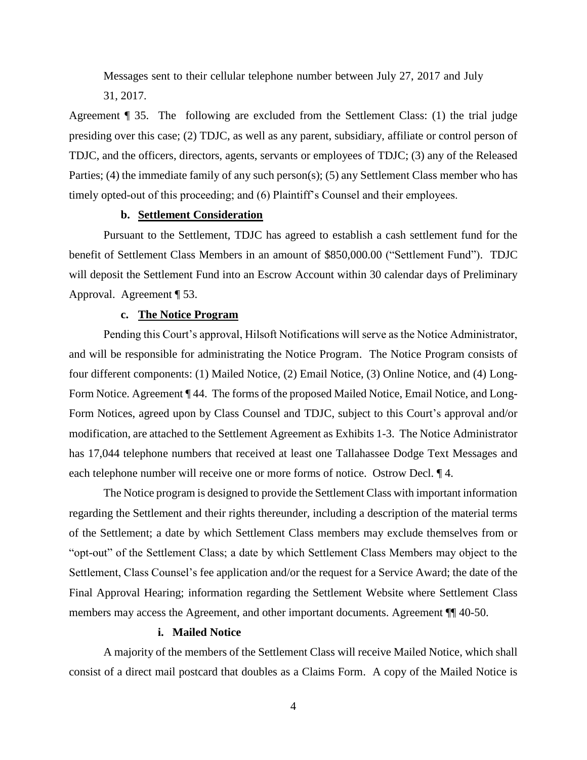Messages sent to their cellular telephone number between July 27, 2017 and July 31, 2017.

Agreement ¶ 35. The following are excluded from the Settlement Class: (1) the trial judge presiding over this case; (2) TDJC, as well as any parent, subsidiary, affiliate or control person of TDJC, and the officers, directors, agents, servants or employees of TDJC; (3) any of the Released Parties; (4) the immediate family of any such person(s); (5) any Settlement Class member who has timely opted-out of this proceeding; and (6) Plaintiff's Counsel and their employees.

**b. Settlement Consideration**

Pursuant to the Settlement, TDJC has agreed to establish a cash settlement fund for the benefit of Settlement Class Members in an amount of $850,000.00 ("Settlement Fund"). TDJC will deposit the Settlement Fund into an Escrow Account within 30 calendar days of Preliminary Approval. Agreement ¶ 53.

**c. The Notice Program**

Pending this Court's approval, Hilsoft Notifications will serve as the Notice Administrator, and will be responsible for administrating the Notice Program. The Notice Program consists of four different components: (1) Mailed Notice, (2) Email Notice, (3) Online Notice, and (4) Long-Form Notice. Agreement ¶ 44. The forms of the proposed Mailed Notice, Email Notice, and Long-Form Notices, agreed upon by Class Counsel and TDJC, subject to this Court's approval and/or modification, are attached to the Settlement Agreement as Exhibits 1-3. The Notice Administrator has 17,044 telephone numbers that received at least one Tallahassee Dodge Text Messages and each telephone number will receive one or more forms of notice. Ostrow Decl. ¶ 4.

The Notice program is designed to provide the Settlement Class with important information regarding the Settlement and their rights thereunder, including a description of the material terms of the Settlement; a date by which Settlement Class members may exclude themselves from or "opt-out" of the Settlement Class; a date by which Settlement Class Members may object to the Settlement, Class Counsel's fee application and/or the request for a Service Award; the date of the Final Approval Hearing; information regarding the Settlement Website where Settlement Class members may access the Agreement, and other important documents. Agreement ¶¶ 40-50.

**i. Mailed Notice**

A majority of the members of the Settlement Class will receive Mailed Notice, which shall consist of a direct mail postcard that doubles as a Claims Form. A copy of the Mailed Notice is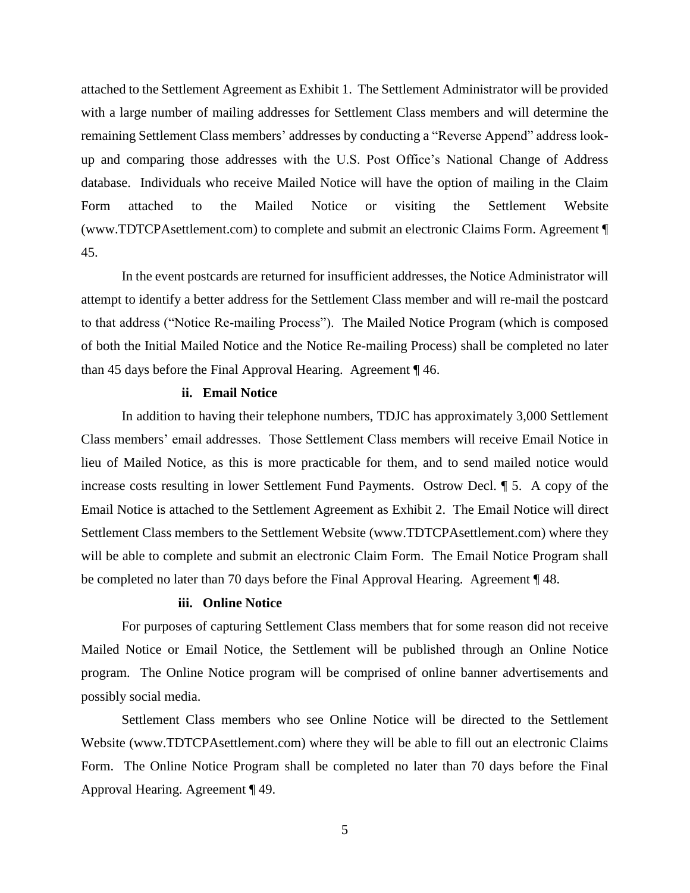attached to the Settlement Agreement as Exhibit 1. The Settlement Administrator will be provided with a large number of mailing addresses for Settlement Class members and will determine the remaining Settlement Class members' addresses by conducting a "Reverse Append" address look-up and comparing those addresses with the U.S. Post Office's National Change of Address database. Individuals who receive Mailed Notice will have the option of mailing in the Claim Form attached to the Mailed Notice or visiting the Settlement Website (www.TDTCPAsettlement.com) to complete and submit an electronic Claims Form. Agreement ¶ 45.

In the event postcards are returned for insufficient addresses, the Notice Administrator will attempt to identify a better address for the Settlement Class member and will re-mail the postcard to that address ("Notice Re-mailing Process"). The Mailed Notice Program (which is composed of both the Initial Mailed Notice and the Notice Re-mailing Process) shall be completed no later than 45 days before the Final Approval Hearing. Agreement ¶ 46.

**ii. Email Notice**

In addition to having their telephone numbers, TDJC has approximately 3,000 Settlement Class members' email addresses. Those Settlement Class members will receive Email Notice in lieu of Mailed Notice, as this is more practicable for them, and to send mailed notice would increase costs resulting in lower Settlement Fund Payments. Ostrow Decl. ¶ 5. A copy of the Email Notice is attached to the Settlement Agreement as Exhibit 2. The Email Notice will direct Settlement Class members to the Settlement Website (www.TDTCPAsettlement.com) where they will be able to complete and submit an electronic Claim Form. The Email Notice Program shall be completed no later than 70 days before the Final Approval Hearing. Agreement ¶ 48.

**iii. Online Notice**

For purposes of capturing Settlement Class members that for some reason did not receive Mailed Notice or Email Notice, the Settlement will be published through an Online Notice program. The Online Notice program will be comprised of online banner advertisements and possibly social media.

Settlement Class members who see Online Notice will be directed to the Settlement Website (www.TDTCPAsettlement.com) where they will be able to fill out an electronic Claims Form. The Online Notice Program shall be completed no later than 70 days before the Final Approval Hearing. Agreement ¶ 49.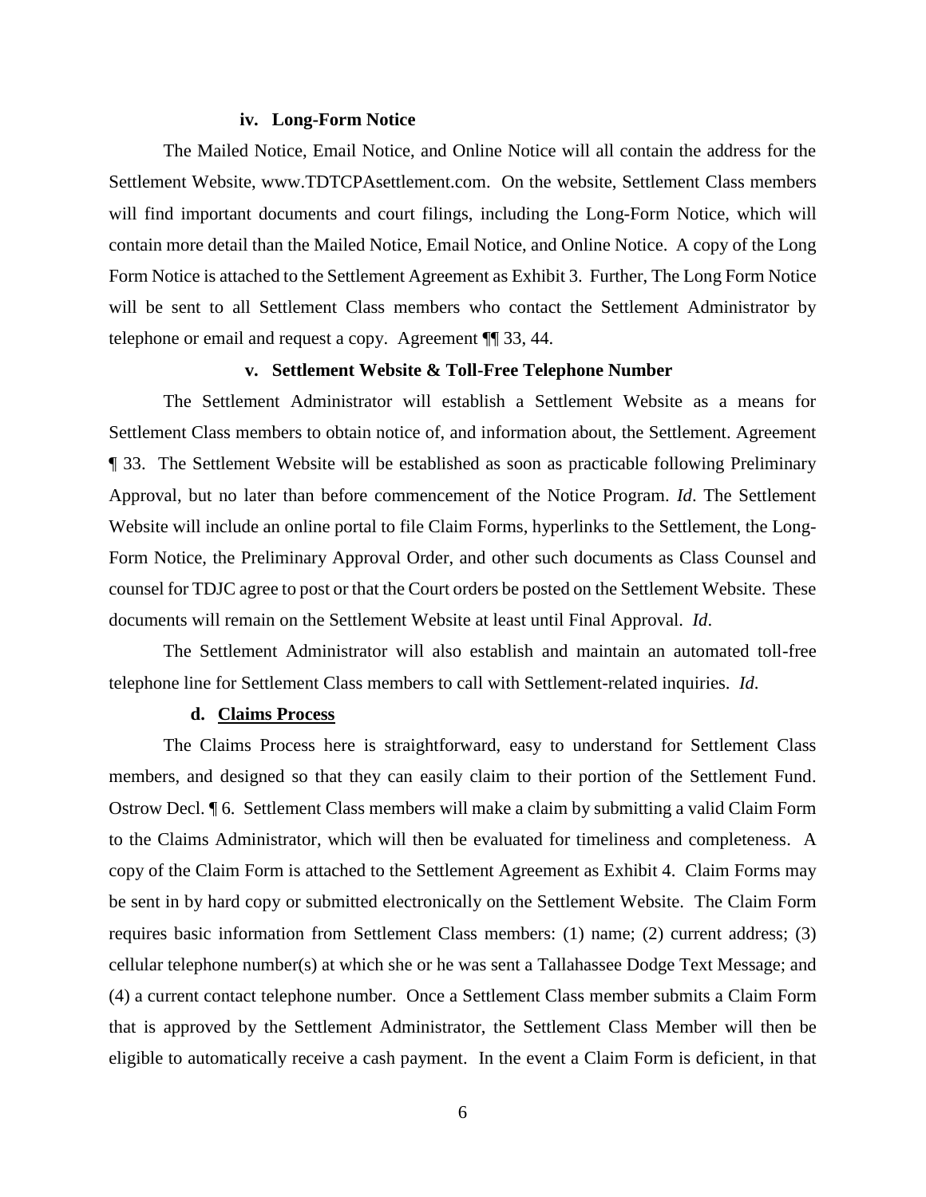#### iv. Long-Form Notice

The Mailed Notice, Email Notice, and Online Notice will all contain the address for the Settlement Website, www.TDTCPAsettlement.com. On the website, Settlement Class members will find important documents and court filings, including the Long-Form Notice, which will contain more detail than the Mailed Notice, Email Notice, and Online Notice. A copy of the Long Form Notice is attached to the Settlement Agreement as Exhibit 3. Further, The Long Form Notice will be sent to all Settlement Class members who contact the Settlement Administrator by telephone or email and request a copy. Agreement ¶¶ 33, 44.

#### v. Settlement Website & Toll-Free Telephone Number

The Settlement Administrator will establish a Settlement Website as a means for Settlement Class members to obtain notice of, and information about, the Settlement. Agreement ¶ 33. The Settlement Website will be established as soon as practicable following Preliminary Approval, but no later than before commencement of the Notice Program. *Id*. The Settlement Website will include an online portal to file Claim Forms, hyperlinks to the Settlement, the Long-Form Notice, the Preliminary Approval Order, and other such documents as Class Counsel and counsel for TDJC agree to post or that the Court orders be posted on the Settlement Website. These documents will remain on the Settlement Website at least until Final Approval. *Id*.

The Settlement Administrator will also establish and maintain an automated toll-free telephone line for Settlement Class members to call with Settlement-related inquiries. *Id*.

### d. Claims Process

The Claims Process here is straightforward, easy to understand for Settlement Class members, and designed so that they can easily claim to their portion of the Settlement Fund. Ostrow Decl. ¶ 6. Settlement Class members will make a claim by submitting a valid Claim Form to the Claims Administrator, which will then be evaluated for timeliness and completeness. A copy of the Claim Form is attached to the Settlement Agreement as Exhibit 4. Claim Forms may be sent in by hard copy or submitted electronically on the Settlement Website. The Claim Form requires basic information from Settlement Class members: (1) name; (2) current address; (3) cellular telephone number(s) at which she or he was sent a Tallahassee Dodge Text Message; and (4) a current contact telephone number. Once a Settlement Class member submits a Claim Form that is approved by the Settlement Administrator, the Settlement Class Member will then be eligible to automatically receive a cash payment. In the event a Claim Form is deficient, in that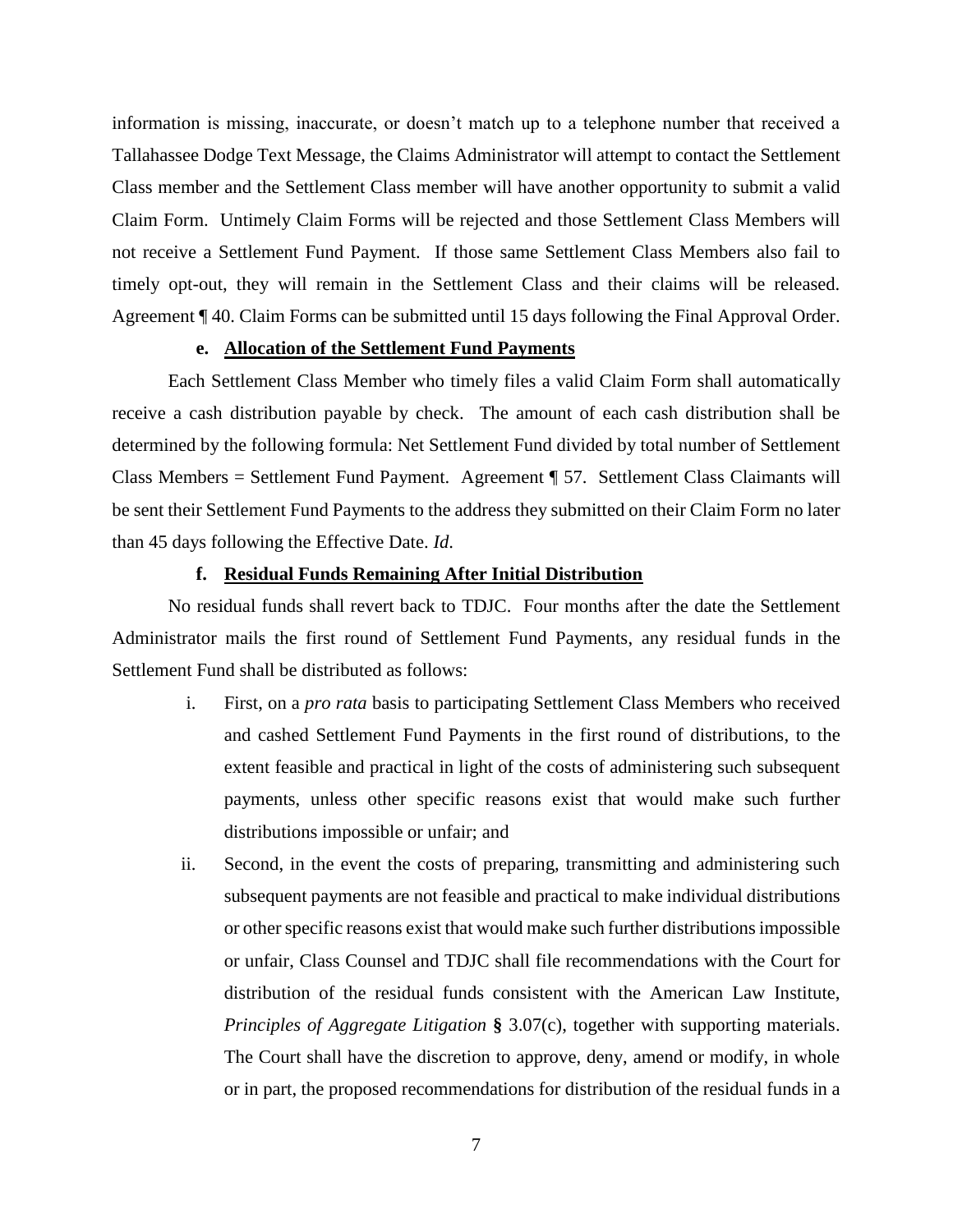information is missing, inaccurate, or doesn't match up to a telephone number that received a Tallahassee Dodge Text Message, the Claims Administrator will attempt to contact the Settlement Class member and the Settlement Class member will have another opportunity to submit a valid Claim Form. Untimely Claim Forms will be rejected and those Settlement Class Members will not receive a Settlement Fund Payment. If those same Settlement Class Members also fail to timely opt-out, they will remain in the Settlement Class and their claims will be released. Agreement ¶ 40. Claim Forms can be submitted until 15 days following the Final Approval Order.

**e. Allocation of the Settlement Fund Payments**

Each Settlement Class Member who timely files a valid Claim Form shall automatically receive a cash distribution payable by check. The amount of each cash distribution shall be determined by the following formula: Net Settlement Fund divided by total number of Settlement Class Members = Settlement Fund Payment. Agreement ¶ 57. Settlement Class Claimants will be sent their Settlement Fund Payments to the address they submitted on their Claim Form no later than 45 days following the Effective Date. *Id.*

**f. Residual Funds Remaining After Initial Distribution**

No residual funds shall revert back to TDJC. Four months after the date the Settlement Administrator mails the first round of Settlement Fund Payments, any residual funds in the Settlement Fund shall be distributed as follows:

i. First, on a *pro rata* basis to participating Settlement Class Members who received and cashed Settlement Fund Payments in the first round of distributions, to the extent feasible and practical in light of the costs of administering such subsequent payments, unless other specific reasons exist that would make such further distributions impossible or unfair; and

ii. Second, in the event the costs of preparing, transmitting and administering such subsequent payments are not feasible and practical to make individual distributions or other specific reasons exist that would make such further distributions impossible or unfair, Class Counsel and TDJC shall file recommendations with the Court for distribution of the residual funds consistent with the American Law Institute, *Principles of Aggregate Litigation* **§** 3.07(c), together with supporting materials. The Court shall have the discretion to approve, deny, amend or modify, in whole or in part, the proposed recommendations for distribution of the residual funds in a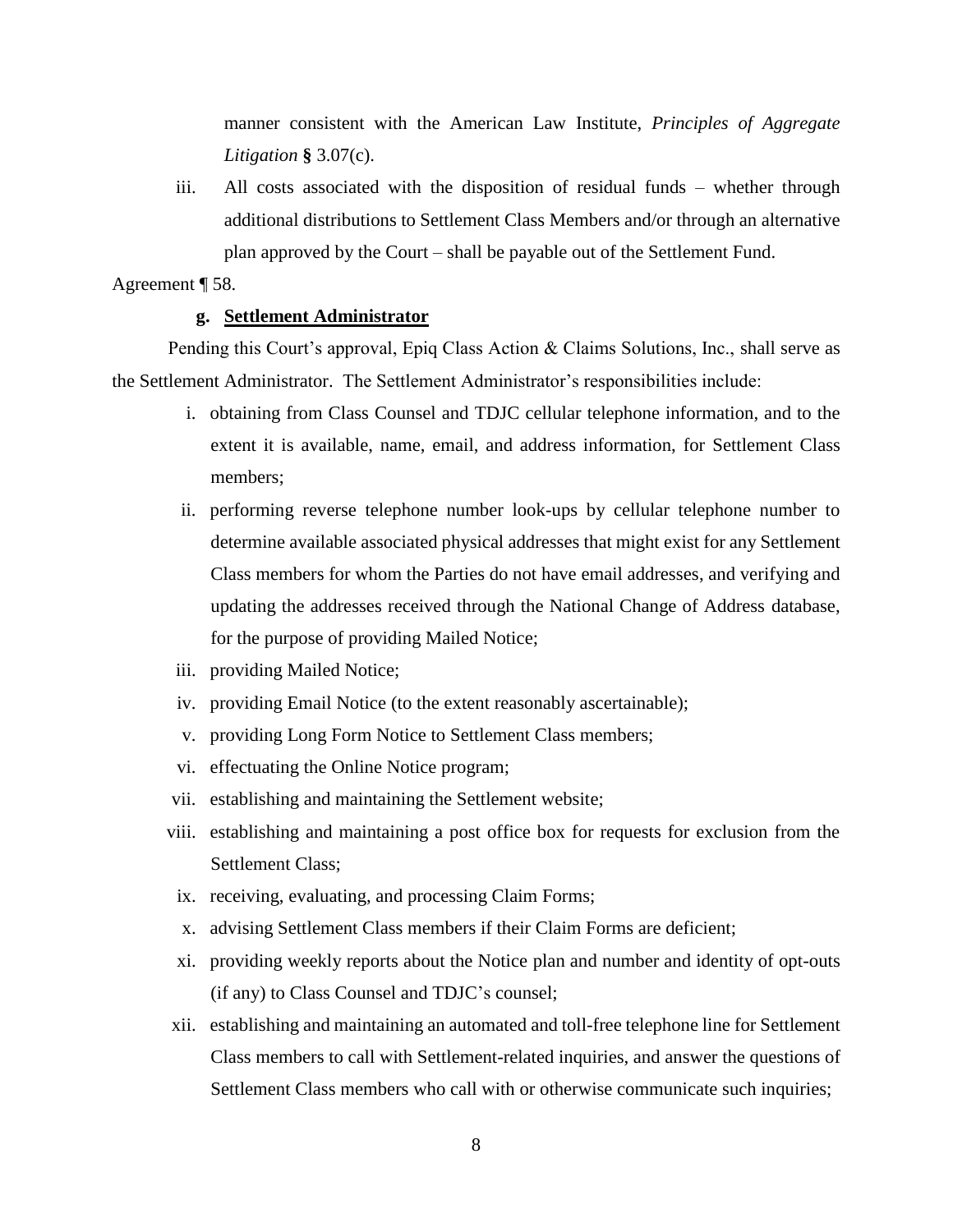manner consistent with the American Law Institute, *Principles of Aggregate Litigation* **§** 3.07(c).

iii. All costs associated with the disposition of residual funds – whether through additional distributions to Settlement Class Members and/or through an alternative plan approved by the Court – shall be payable out of the Settlement Fund.

Agreement ¶ 58.

**g. <u>Settlement Administrator</u>**

Pending this Court's approval, Epiq Class Action & Claims Solutions, Inc., shall serve as the Settlement Administrator. The Settlement Administrator's responsibilities include:

i. obtaining from Class Counsel and TDJC cellular telephone information, and to the extent it is available, name, email, and address information, for Settlement Class members;

ii. performing reverse telephone number look-ups by cellular telephone number to determine available associated physical addresses that might exist for any Settlement Class members for whom the Parties do not have email addresses, and verifying and updating the addresses received through the National Change of Address database, for the purpose of providing Mailed Notice;

iii. providing Mailed Notice;

iv. providing Email Notice (to the extent reasonably ascertainable);

v. providing Long Form Notice to Settlement Class members;

vi. effectuating the Online Notice program;

vii. establishing and maintaining the Settlement website;

viii. establishing and maintaining a post office box for requests for exclusion from the Settlement Class;

ix. receiving, evaluating, and processing Claim Forms;

x. advising Settlement Class members if their Claim Forms are deficient;

xi. providing weekly reports about the Notice plan and number and identity of opt-outs (if any) to Class Counsel and TDJC's counsel;

xii. establishing and maintaining an automated and toll-free telephone line for Settlement Class members to call with Settlement-related inquiries, and answer the questions of Settlement Class members who call with or otherwise communicate such inquiries;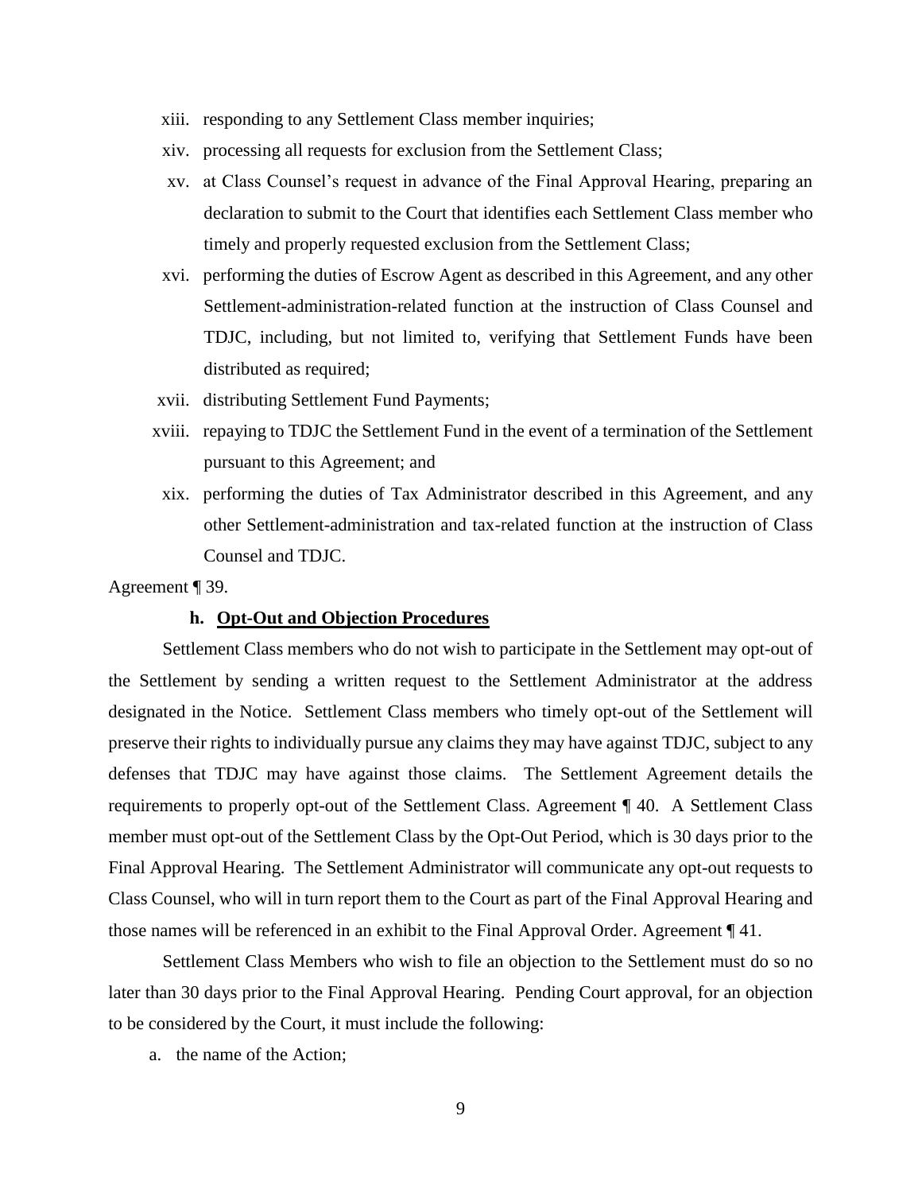xiii. responding to any Settlement Class member inquiries;

xiv. processing all requests for exclusion from the Settlement Class;

xv. at Class Counsel's request in advance of the Final Approval Hearing, preparing an declaration to submit to the Court that identifies each Settlement Class member who timely and properly requested exclusion from the Settlement Class;

xvi. performing the duties of Escrow Agent as described in this Agreement, and any other Settlement-administration-related function at the instruction of Class Counsel and TDJC, including, but not limited to, verifying that Settlement Funds have been distributed as required;

xvii. distributing Settlement Fund Payments;

xviii. repaying to TDJC the Settlement Fund in the event of a termination of the Settlement pursuant to this Agreement; and

xix. performing the duties of Tax Administrator described in this Agreement, and any other Settlement-administration and tax-related function at the instruction of Class Counsel and TDJC.

Agreement ¶ 39.

#### h. <u>Opt-Out and Objection Procedures</u>

Settlement Class members who do not wish to participate in the Settlement may opt-out of the Settlement by sending a written request to the Settlement Administrator at the address designated in the Notice. Settlement Class members who timely opt-out of the Settlement will preserve their rights to individually pursue any claims they may have against TDJC, subject to any defenses that TDJC may have against those claims. The Settlement Agreement details the requirements to properly opt-out of the Settlement Class. Agreement ¶ 40. A Settlement Class member must opt-out of the Settlement Class by the Opt-Out Period, which is 30 days prior to the Final Approval Hearing. The Settlement Administrator will communicate any opt-out requests to Class Counsel, who will in turn report them to the Court as part of the Final Approval Hearing and those names will be referenced in an exhibit to the Final Approval Order. Agreement ¶ 41.

Settlement Class Members who wish to file an objection to the Settlement must do so no later than 30 days prior to the Final Approval Hearing. Pending Court approval, for an objection to be considered by the Court, it must include the following:

a. the name of the Action;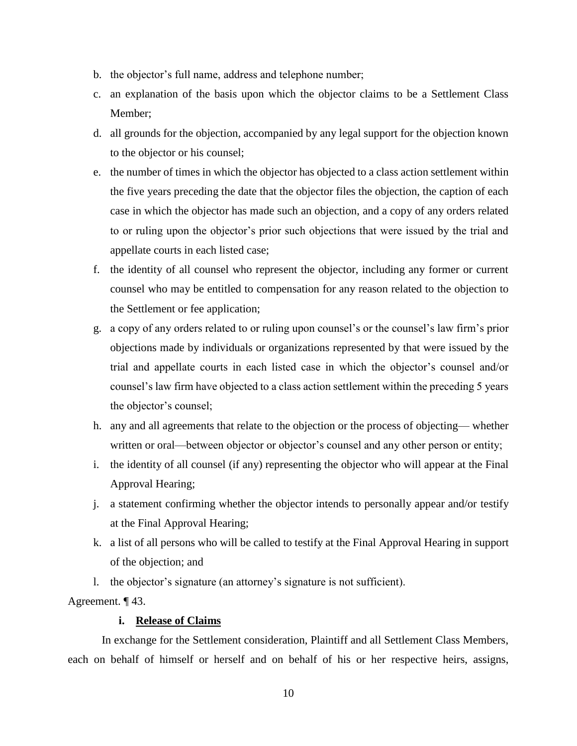b. the objector's full name, address and telephone number;

c. an explanation of the basis upon which the objector claims to be a Settlement Class Member;

d. all grounds for the objection, accompanied by any legal support for the objection known to the objector or his counsel;

e. the number of times in which the objector has objected to a class action settlement within the five years preceding the date that the objector files the objection, the caption of each case in which the objector has made such an objection, and a copy of any orders related to or ruling upon the objector's prior such objections that were issued by the trial and appellate courts in each listed case;

f. the identity of all counsel who represent the objector, including any former or current counsel who may be entitled to compensation for any reason related to the objection to the Settlement or fee application;

g. a copy of any orders related to or ruling upon counsel's or the counsel's law firm's prior objections made by individuals or organizations represented by that were issued by the trial and appellate courts in each listed case in which the objector's counsel and/or counsel's law firm have objected to a class action settlement within the preceding 5 years the objector's counsel;

h. any and all agreements that relate to the objection or the process of objecting— whether written or oral—between objector or objector's counsel and any other person or entity;

i. the identity of all counsel (if any) representing the objector who will appear at the Final Approval Hearing;

j. a statement confirming whether the objector intends to personally appear and/or testify at the Final Approval Hearing;

k. a list of all persons who will be called to testify at the Final Approval Hearing in support of the objection; and

l. the objector's signature (an attorney's signature is not sufficient).

Agreement. ¶ 43.

**i. Release of Claims**

In exchange for the Settlement consideration, Plaintiff and all Settlement Class Members, each on behalf of himself or herself and on behalf of his or her respective heirs, assigns,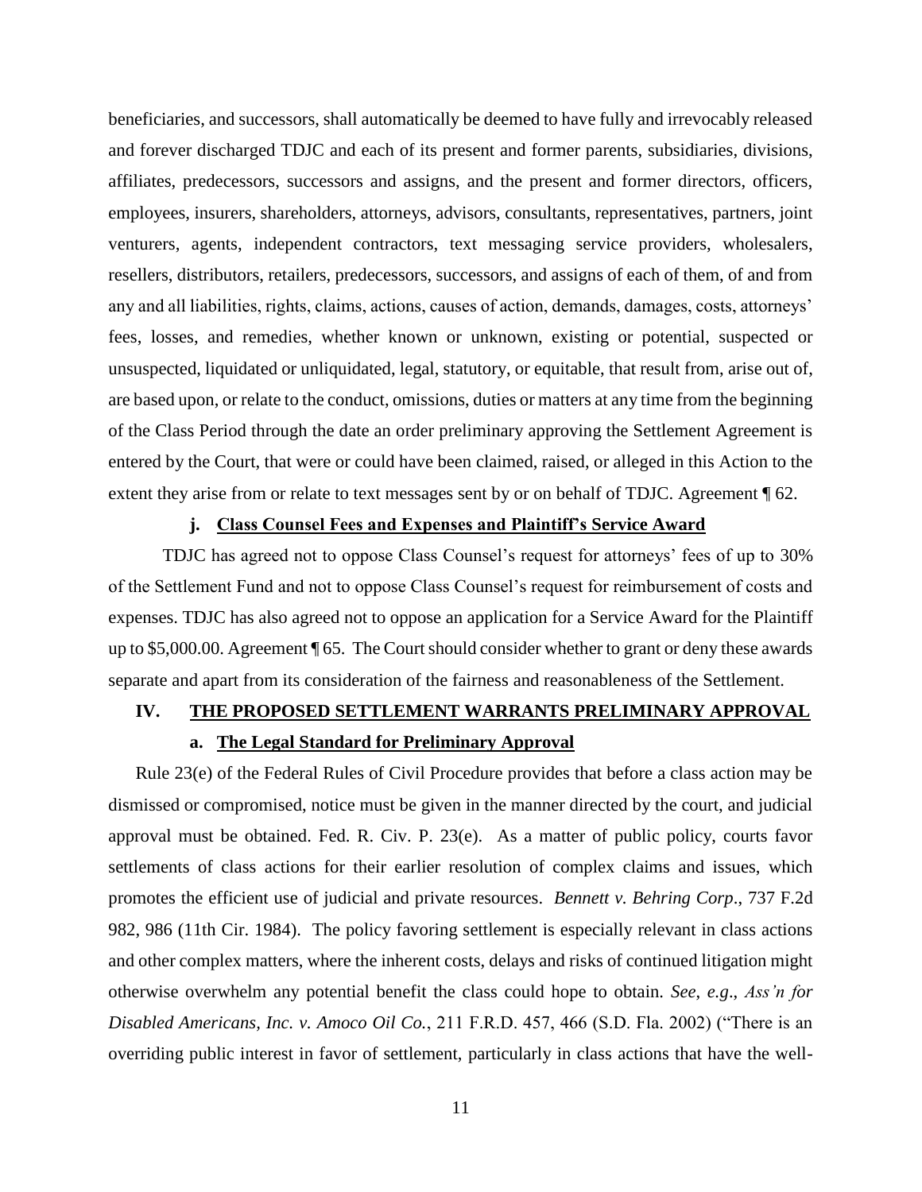beneficiaries, and successors, shall automatically be deemed to have fully and irrevocably released and forever discharged TDJC and each of its present and former parents, subsidiaries, divisions, affiliates, predecessors, successors and assigns, and the present and former directors, officers, employees, insurers, shareholders, attorneys, advisors, consultants, representatives, partners, joint venturers, agents, independent contractors, text messaging service providers, wholesalers, resellers, distributors, retailers, predecessors, successors, and assigns of each of them, of and from any and all liabilities, rights, claims, actions, causes of action, demands, damages, costs, attorneys' fees, losses, and remedies, whether known or unknown, existing or potential, suspected or unsuspected, liquidated or unliquidated, legal, statutory, or equitable, that result from, arise out of, are based upon, or relate to the conduct, omissions, duties or matters at any time from the beginning of the Class Period through the date an order preliminary approving the Settlement Agreement is entered by the Court, that were or could have been claimed, raised, or alleged in this Action to the extent they arise from or relate to text messages sent by or on behalf of TDJC. Agreement ¶ 62.

#### j. Class Counsel Fees and Expenses and Plaintiff's Service Award

TDJC has agreed not to oppose Class Counsel's request for attorneys' fees of up to 30% of the Settlement Fund and not to oppose Class Counsel's request for reimbursement of costs and expenses. TDJC has also agreed not to oppose an application for a Service Award for the Plaintiff up to $5,000.00. Agreement ¶ 65. The Court should consider whether to grant or deny these awards separate and apart from its consideration of the fairness and reasonableness of the Settlement.

## IV. THE PROPOSED SETTLEMENT WARRANTS PRELIMINARY APPROVAL

#### a. The Legal Standard for Preliminary Approval

Rule 23(e) of the Federal Rules of Civil Procedure provides that before a class action may be dismissed or compromised, notice must be given in the manner directed by the court, and judicial approval must be obtained. Fed. R. Civ. P. 23(e). As a matter of public policy, courts favor settlements of class actions for their earlier resolution of complex claims and issues, which promotes the efficient use of judicial and private resources. *Bennett v. Behring Corp*., 737 F.2d 982, 986 (11th Cir. 1984). The policy favoring settlement is especially relevant in class actions and other complex matters, where the inherent costs, delays and risks of continued litigation might otherwise overwhelm any potential benefit the class could hope to obtain. *See*, *e.g*., *Ass'n for Disabled Americans, Inc. v. Amoco Oil Co.*, 211 F.R.D. 457, 466 (S.D. Fla. 2002) ("There is an overriding public interest in favor of settlement, particularly in class actions that have the well-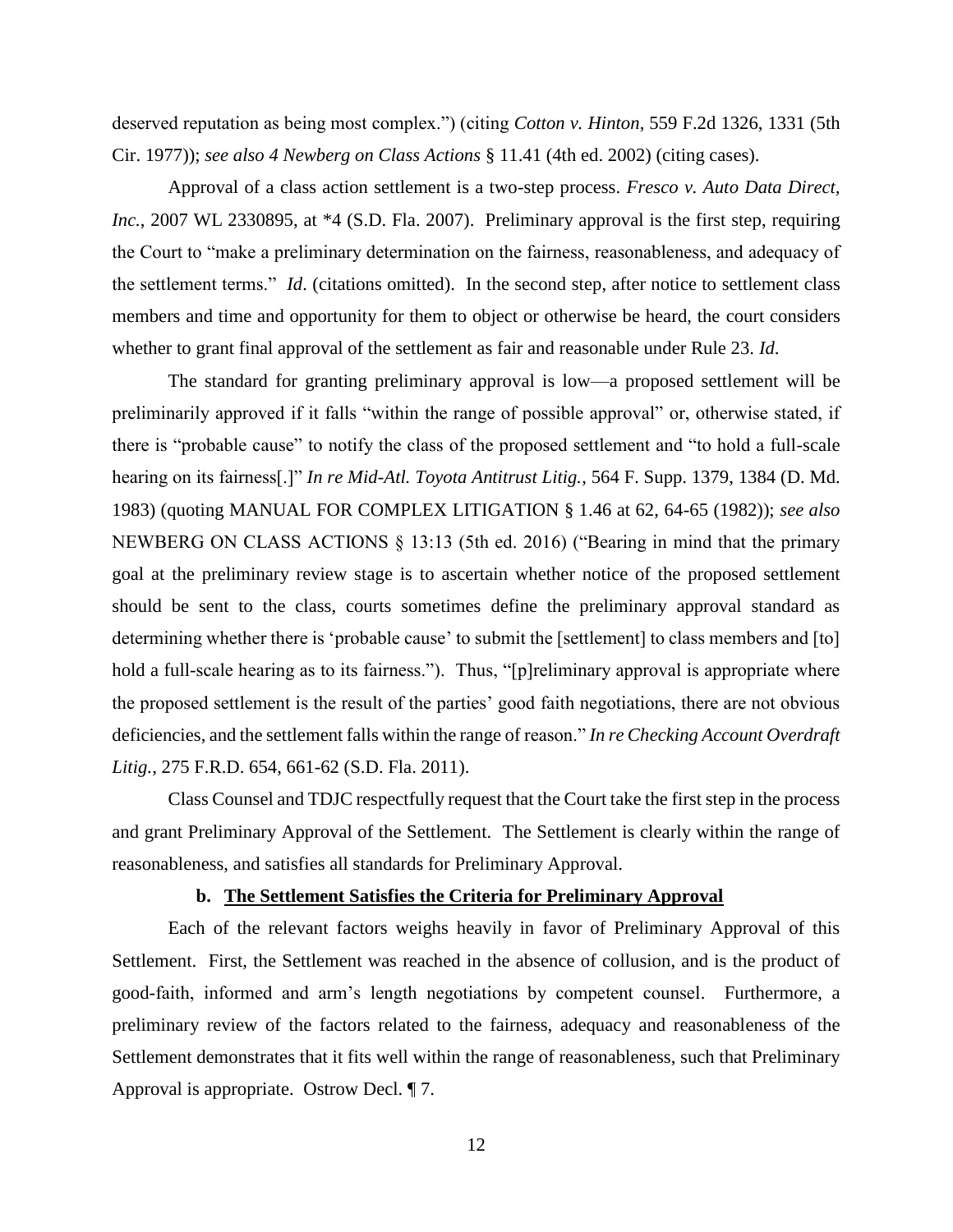deserved reputation as being most complex.") (citing *Cotton v. Hinton*, 559 F.2d 1326, 1331 (5th Cir. 1977)); *see also 4 Newberg on Class Actions* § 11.41 (4th ed. 2002) (citing cases).

Approval of a class action settlement is a two-step process. *Fresco v. Auto Data Direct, Inc.*, 2007 WL 2330895, at *4 (S.D. Fla. 2007). Preliminary approval is the first step, requiring the Court to "make a preliminary determination on the fairness, reasonableness, and adequacy of the settlement terms." *Id*. (citations omitted). In the second step, after notice to settlement class members and time and opportunity for them to object or otherwise be heard, the court considers whether to grant final approval of the settlement as fair and reasonable under Rule 23. *Id*.

The standard for granting preliminary approval is low—a proposed settlement will be preliminarily approved if it falls "within the range of possible approval" or, otherwise stated, if there is "probable cause" to notify the class of the proposed settlement and "to hold a full-scale hearing on its fairness[.]" *In re Mid-Atl. Toyota Antitrust Litig.*, 564 F. Supp. 1379, 1384 (D. Md. 1983) (quoting MANUAL FOR COMPLEX LITIGATION § 1.46 at 62, 64-65 (1982)); *see also* NEWBERG ON CLASS ACTIONS § 13:13 (5th ed. 2016) ("Bearing in mind that the primary goal at the preliminary review stage is to ascertain whether notice of the proposed settlement should be sent to the class, courts sometimes define the preliminary approval standard as determining whether there is 'probable cause' to submit the [settlement] to class members and [to] hold a full-scale hearing as to its fairness."). Thus, "[p]reliminary approval is appropriate where the proposed settlement is the result of the parties' good faith negotiations, there are not obvious deficiencies, and the settlement falls within the range of reason." *In re Checking Account Overdraft Litig.*, 275 F.R.D. 654, 661-62 (S.D. Fla. 2011).

Class Counsel and TDJC respectfully request that the Court take the first step in the process and grant Preliminary Approval of the Settlement. The Settlement is clearly within the range of reasonableness, and satisfies all standards for Preliminary Approval.

### b. The Settlement Satisfies the Criteria for Preliminary Approval

Each of the relevant factors weighs heavily in favor of Preliminary Approval of this Settlement. First, the Settlement was reached in the absence of collusion, and is the product of good-faith, informed and arm's length negotiations by competent counsel. Furthermore, a preliminary review of the factors related to the fairness, adequacy and reasonableness of the Settlement demonstrates that it fits well within the range of reasonableness, such that Preliminary Approval is appropriate. Ostrow Decl. ¶ 7.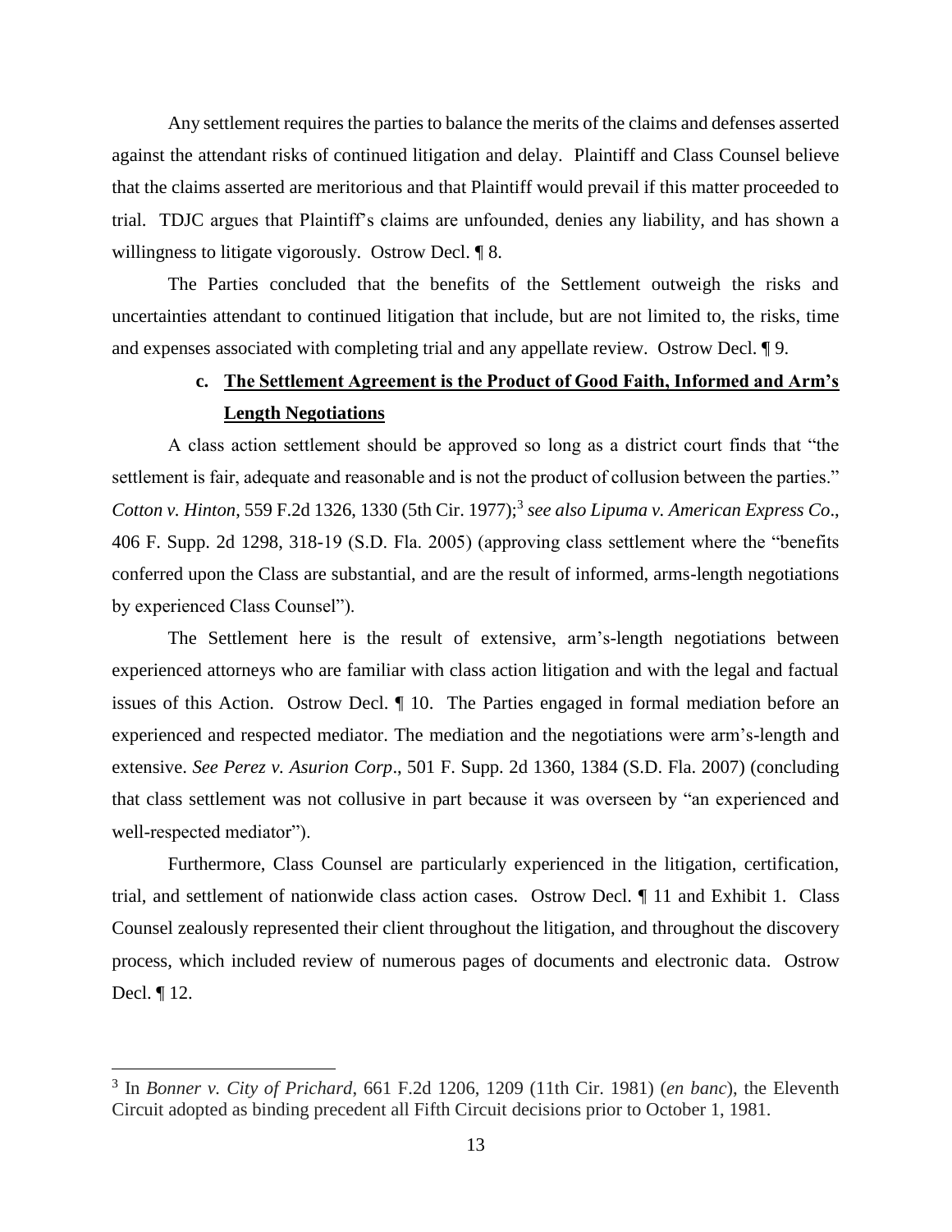Any settlement requires the parties to balance the merits of the claims and defenses asserted against the attendant risks of continued litigation and delay. Plaintiff and Class Counsel believe that the claims asserted are meritorious and that Plaintiff would prevail if this matter proceeded to trial. TDJC argues that Plaintiff's claims are unfounded, denies any liability, and has shown a willingness to litigate vigorously. Ostrow Decl. ¶ 8.

The Parties concluded that the benefits of the Settlement outweigh the risks and uncertainties attendant to continued litigation that include, but are not limited to, the risks, time and expenses associated with completing trial and any appellate review. Ostrow Decl. ¶ 9.

**c. The Settlement Agreement is the Product of Good Faith, Informed and Arm's Length Negotiations**

A class action settlement should be approved so long as a district court finds that "the settlement is fair, adequate and reasonable and is not the product of collusion between the parties." *Cotton v. Hinton*, 559 F.2d 1326, 1330 (5th Cir. 1977);[3] *see also Lipuma v. American Express Co*., 406 F. Supp. 2d 1298, 318-19 (S.D. Fla. 2005) (approving class settlement where the "benefits conferred upon the Class are substantial, and are the result of informed, arms-length negotiations by experienced Class Counsel").

The Settlement here is the result of extensive, arm's-length negotiations between experienced attorneys who are familiar with class action litigation and with the legal and factual issues of this Action. Ostrow Decl. ¶ 10. The Parties engaged in formal mediation before an experienced and respected mediator. The mediation and the negotiations were arm's-length and extensive. *See Perez v. Asurion Corp*., 501 F. Supp. 2d 1360, 1384 (S.D. Fla. 2007) (concluding that class settlement was not collusive in part because it was overseen by "an experienced and well-respected mediator").

Furthermore, Class Counsel are particularly experienced in the litigation, certification, trial, and settlement of nationwide class action cases. Ostrow Decl. ¶ 11 and Exhibit 1. Class Counsel zealously represented their client throughout the litigation, and throughout the discovery process, which included review of numerous pages of documents and electronic data. Ostrow Decl. ¶ 12.

---

[3] In *Bonner v. City of Prichard*, 661 F.2d 1206, 1209 (11th Cir. 1981) (*en banc*), the Eleventh Circuit adopted as binding precedent all Fifth Circuit decisions prior to October 1, 1981.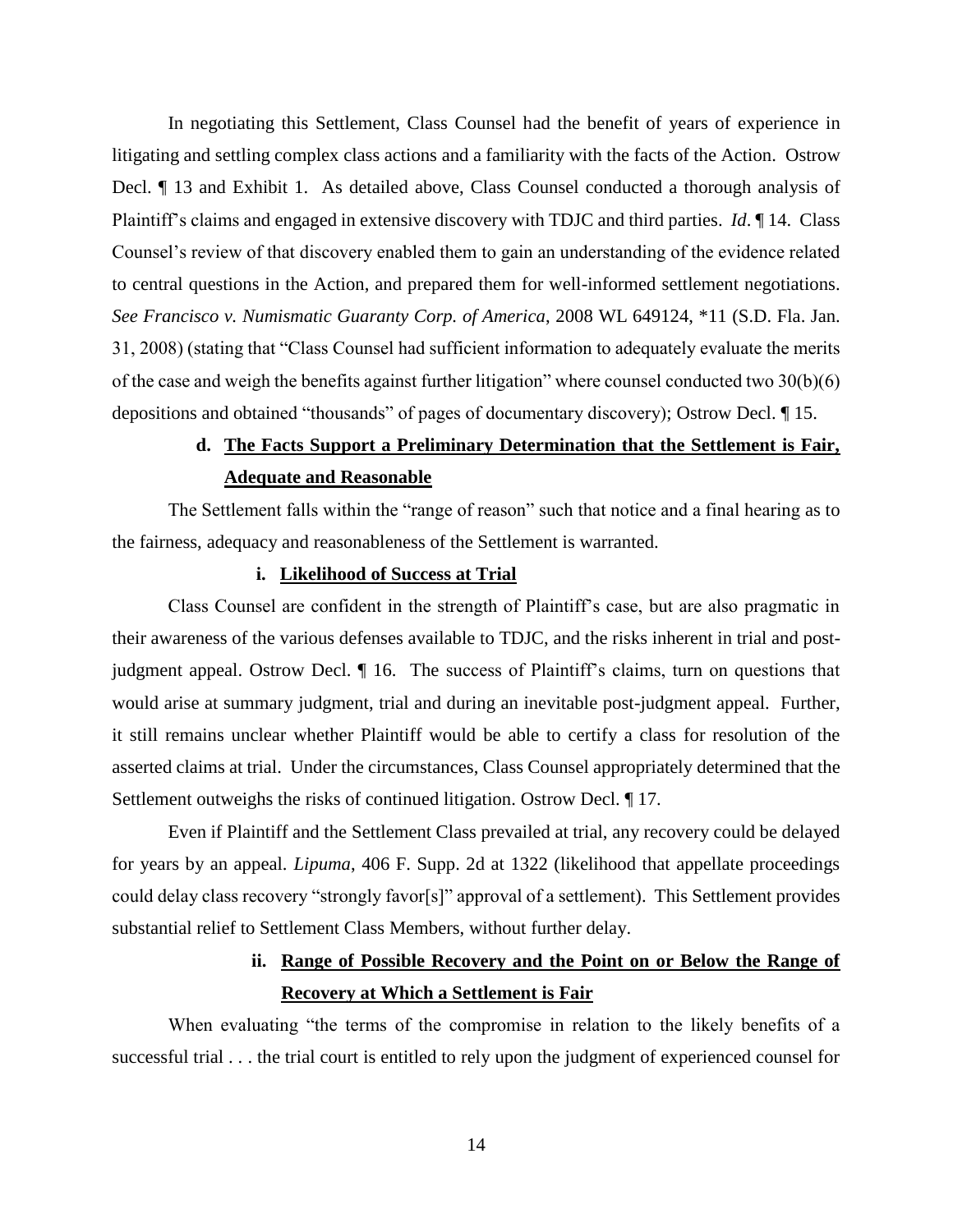In negotiating this Settlement, Class Counsel had the benefit of years of experience in litigating and settling complex class actions and a familiarity with the facts of the Action. Ostrow Decl. ¶ 13 and Exhibit 1. As detailed above, Class Counsel conducted a thorough analysis of Plaintiff's claims and engaged in extensive discovery with TDJC and third parties. *Id*. ¶ 14. Class Counsel's review of that discovery enabled them to gain an understanding of the evidence related to central questions in the Action, and prepared them for well-informed settlement negotiations. *See Francisco v. Numismatic Guaranty Corp. of America,* 2008 WL 649124, *11 (S.D. Fla. Jan. 31, 2008) (stating that "Class Counsel had sufficient information to adequately evaluate the merits of the case and weigh the benefits against further litigation" where counsel conducted two 30(b)(6) depositions and obtained "thousands" of pages of documentary discovery); Ostrow Decl. ¶ 15.

**d. <u>The Facts Support a Preliminary Determination that the Settlement is Fair, Adequate and Reasonable</u>**

The Settlement falls within the "range of reason" such that notice and a final hearing as to the fairness, adequacy and reasonableness of the Settlement is warranted.

**i. <u>Likelihood of Success at Trial</u>**

Class Counsel are confident in the strength of Plaintiff's case, but are also pragmatic in their awareness of the various defenses available to TDJC, and the risks inherent in trial and post-judgment appeal. Ostrow Decl. ¶ 16. The success of Plaintiff's claims, turn on questions that would arise at summary judgment, trial and during an inevitable post-judgment appeal. Further, it still remains unclear whether Plaintiff would be able to certify a class for resolution of the asserted claims at trial. Under the circumstances, Class Counsel appropriately determined that the Settlement outweighs the risks of continued litigation. Ostrow Decl. ¶ 17.

Even if Plaintiff and the Settlement Class prevailed at trial, any recovery could be delayed for years by an appeal. *Lipuma*, 406 F. Supp. 2d at 1322 (likelihood that appellate proceedings could delay class recovery "strongly favor[s]" approval of a settlement). This Settlement provides substantial relief to Settlement Class Members, without further delay.

**ii. <u>Range of Possible Recovery and the Point on or Below the Range of Recovery at Which a Settlement is Fair</u>**

When evaluating "the terms of the compromise in relation to the likely benefits of a successful trial . . . the trial court is entitled to rely upon the judgment of experienced counsel for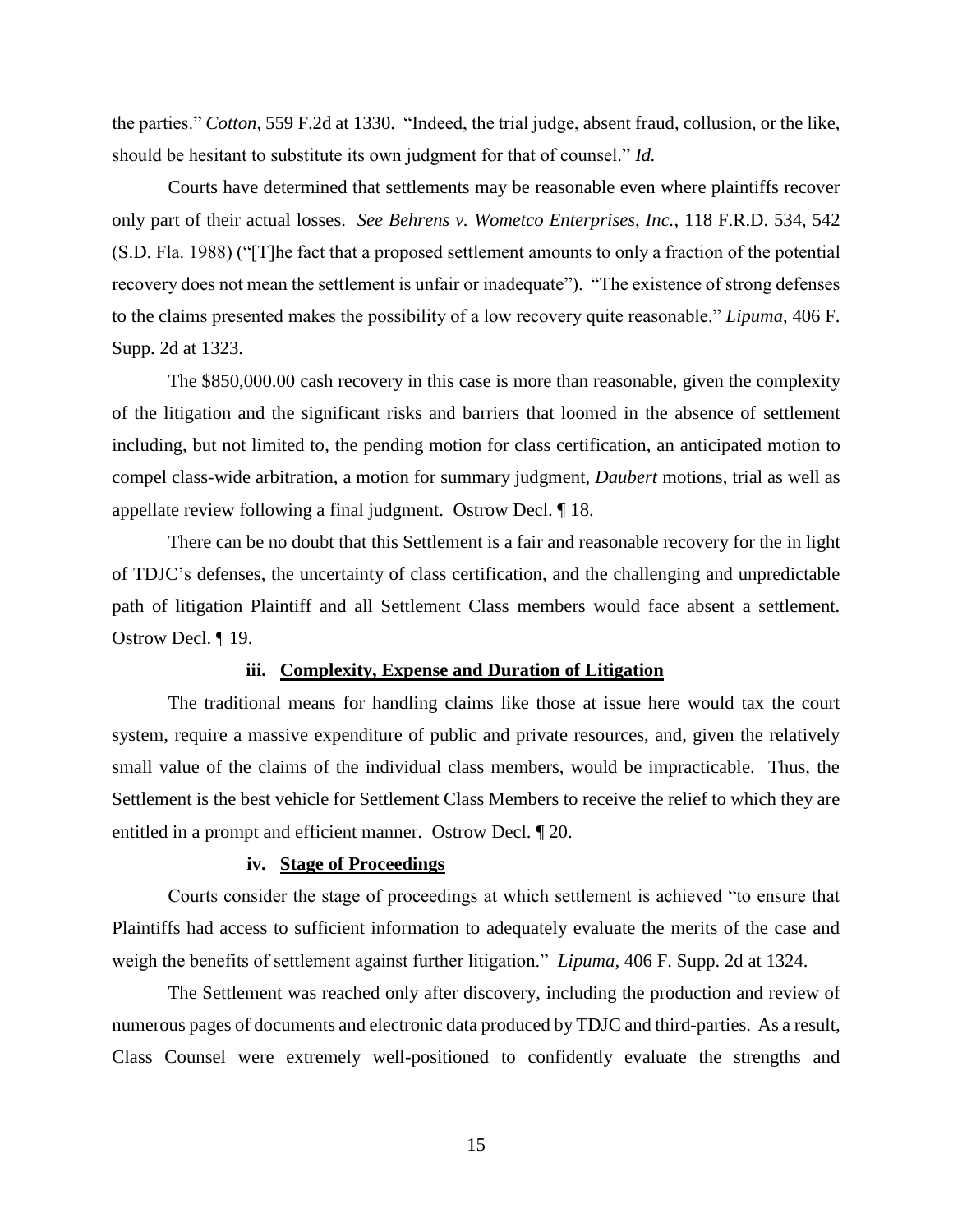the parties." *Cotton*, 559 F.2d at 1330. "Indeed, the trial judge, absent fraud, collusion, or the like, should be hesitant to substitute its own judgment for that of counsel." *Id.*

Courts have determined that settlements may be reasonable even where plaintiffs recover only part of their actual losses. *See Behrens v. Wometco Enterprises, Inc.*, 118 F.R.D. 534, 542 (S.D. Fla. 1988) ("[T]he fact that a proposed settlement amounts to only a fraction of the potential recovery does not mean the settlement is unfair or inadequate"). "The existence of strong defenses to the claims presented makes the possibility of a low recovery quite reasonable." *Lipuma*, 406 F. Supp. 2d at 1323.

The $850,000.00 cash recovery in this case is more than reasonable, given the complexity of the litigation and the significant risks and barriers that loomed in the absence of settlement including, but not limited to, the pending motion for class certification, an anticipated motion to compel class-wide arbitration, a motion for summary judgment, *Daubert* motions, trial as well as appellate review following a final judgment. Ostrow Decl. ¶ 18.

There can be no doubt that this Settlement is a fair and reasonable recovery for the in light of TDJC's defenses, the uncertainty of class certification, and the challenging and unpredictable path of litigation Plaintiff and all Settlement Class members would face absent a settlement. Ostrow Decl. ¶ 19.

#### iii. <u>Complexity, Expense and Duration of Litigation</u>

The traditional means for handling claims like those at issue here would tax the court system, require a massive expenditure of public and private resources, and, given the relatively small value of the claims of the individual class members, would be impracticable. Thus, the Settlement is the best vehicle for Settlement Class Members to receive the relief to which they are entitled in a prompt and efficient manner. Ostrow Decl. ¶ 20.

#### iv. <u>Stage of Proceedings</u>

Courts consider the stage of proceedings at which settlement is achieved "to ensure that Plaintiffs had access to sufficient information to adequately evaluate the merits of the case and weigh the benefits of settlement against further litigation." *Lipuma*, 406 F. Supp. 2d at 1324.

The Settlement was reached only after discovery, including the production and review of numerous pages of documents and electronic data produced by TDJC and third-parties. As a result, Class Counsel were extremely well-positioned to confidently evaluate the strengths and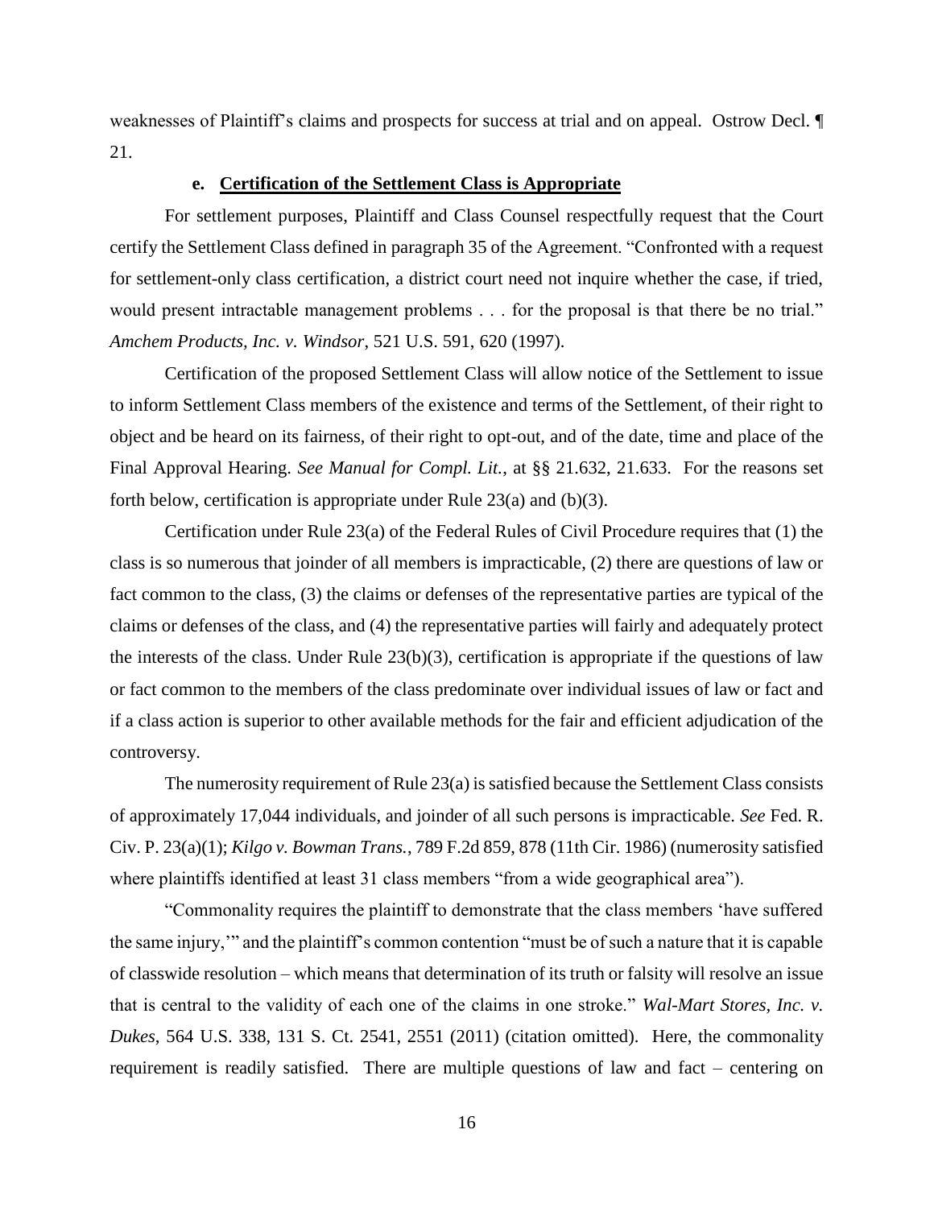weaknesses of Plaintiff's claims and prospects for success at trial and on appeal. Ostrow Decl. ¶ 21.

#### e. **Certification of the Settlement Class is Appropriate**

For settlement purposes, Plaintiff and Class Counsel respectfully request that the Court certify the Settlement Class defined in paragraph 35 of the Agreement. "Confronted with a request for settlement-only class certification, a district court need not inquire whether the case, if tried, would present intractable management problems . . . for the proposal is that there be no trial." *Amchem Products, Inc. v. Windsor*, 521 U.S. 591, 620 (1997).

Certification of the proposed Settlement Class will allow notice of the Settlement to issue to inform Settlement Class members of the existence and terms of the Settlement, of their right to object and be heard on its fairness, of their right to opt-out, and of the date, time and place of the Final Approval Hearing. *See Manual for Compl. Lit.*, at §§ 21.632, 21.633. For the reasons set forth below, certification is appropriate under Rule 23(a) and (b)(3).

Certification under Rule 23(a) of the Federal Rules of Civil Procedure requires that (1) the class is so numerous that joinder of all members is impracticable, (2) there are questions of law or fact common to the class, (3) the claims or defenses of the representative parties are typical of the claims or defenses of the class, and (4) the representative parties will fairly and adequately protect the interests of the class. Under Rule 23(b)(3), certification is appropriate if the questions of law or fact common to the members of the class predominate over individual issues of law or fact and if a class action is superior to other available methods for the fair and efficient adjudication of the controversy.

The numerosity requirement of Rule 23(a) is satisfied because the Settlement Class consists of approximately 17,044 individuals, and joinder of all such persons is impracticable. *See* Fed. R. Civ. P. 23(a)(1); *Kilgo v. Bowman Trans.*, 789 F.2d 859, 878 (11th Cir. 1986) (numerosity satisfied where plaintiffs identified at least 31 class members "from a wide geographical area").

"Commonality requires the plaintiff to demonstrate that the class members 'have suffered the same injury,'" and the plaintiff's common contention "must be of such a nature that it is capable of classwide resolution – which means that determination of its truth or falsity will resolve an issue that is central to the validity of each one of the claims in one stroke." *Wal-Mart Stores, Inc. v. Dukes*, 564 U.S. 338, 131 S. Ct. 2541, 2551 (2011) (citation omitted). Here, the commonality requirement is readily satisfied. There are multiple questions of law and fact – centering on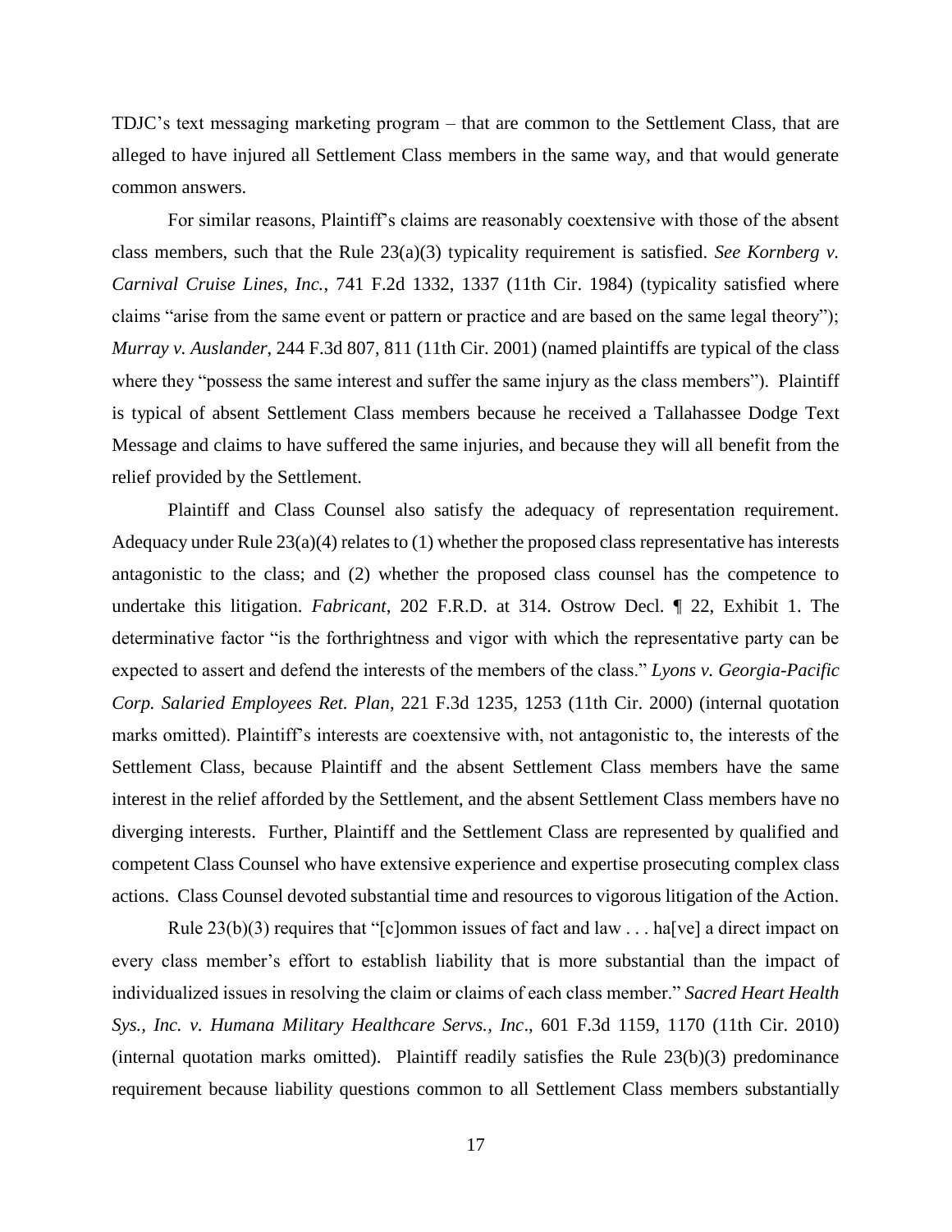TDJC's text messaging marketing program – that are common to the Settlement Class, that are alleged to have injured all Settlement Class members in the same way, and that would generate common answers.

For similar reasons, Plaintiff's claims are reasonably coextensive with those of the absent class members, such that the Rule 23(a)(3) typicality requirement is satisfied. *See Kornberg v. Carnival Cruise Lines, Inc.*, 741 F.2d 1332, 1337 (11th Cir. 1984) (typicality satisfied where claims "arise from the same event or pattern or practice and are based on the same legal theory"); *Murray v. Auslander*, 244 F.3d 807, 811 (11th Cir. 2001) (named plaintiffs are typical of the class where they "possess the same interest and suffer the same injury as the class members"). Plaintiff is typical of absent Settlement Class members because he received a Tallahassee Dodge Text Message and claims to have suffered the same injuries, and because they will all benefit from the relief provided by the Settlement.

Plaintiff and Class Counsel also satisfy the adequacy of representation requirement. Adequacy under Rule 23(a)(4) relates to (1) whether the proposed class representative has interests antagonistic to the class; and (2) whether the proposed class counsel has the competence to undertake this litigation. *Fabricant*, 202 F.R.D. at 314. Ostrow Decl. ¶ 22, Exhibit 1. The determinative factor "is the forthrightness and vigor with which the representative party can be expected to assert and defend the interests of the members of the class." *Lyons v. Georgia-Pacific Corp. Salaried Employees Ret. Plan*, 221 F.3d 1235, 1253 (11th Cir. 2000) (internal quotation marks omitted). Plaintiff's interests are coextensive with, not antagonistic to, the interests of the Settlement Class, because Plaintiff and the absent Settlement Class members have the same interest in the relief afforded by the Settlement, and the absent Settlement Class members have no diverging interests. Further, Plaintiff and the Settlement Class are represented by qualified and competent Class Counsel who have extensive experience and expertise prosecuting complex class actions. Class Counsel devoted substantial time and resources to vigorous litigation of the Action.

Rule 23(b)(3) requires that "[c]ommon issues of fact and law . . . ha[ve] a direct impact on every class member's effort to establish liability that is more substantial than the impact of individualized issues in resolving the claim or claims of each class member." *Sacred Heart Health Sys., Inc. v. Humana Military Healthcare Servs., Inc*., 601 F.3d 1159, 1170 (11th Cir. 2010) (internal quotation marks omitted). Plaintiff readily satisfies the Rule 23(b)(3) predominance requirement because liability questions common to all Settlement Class members substantially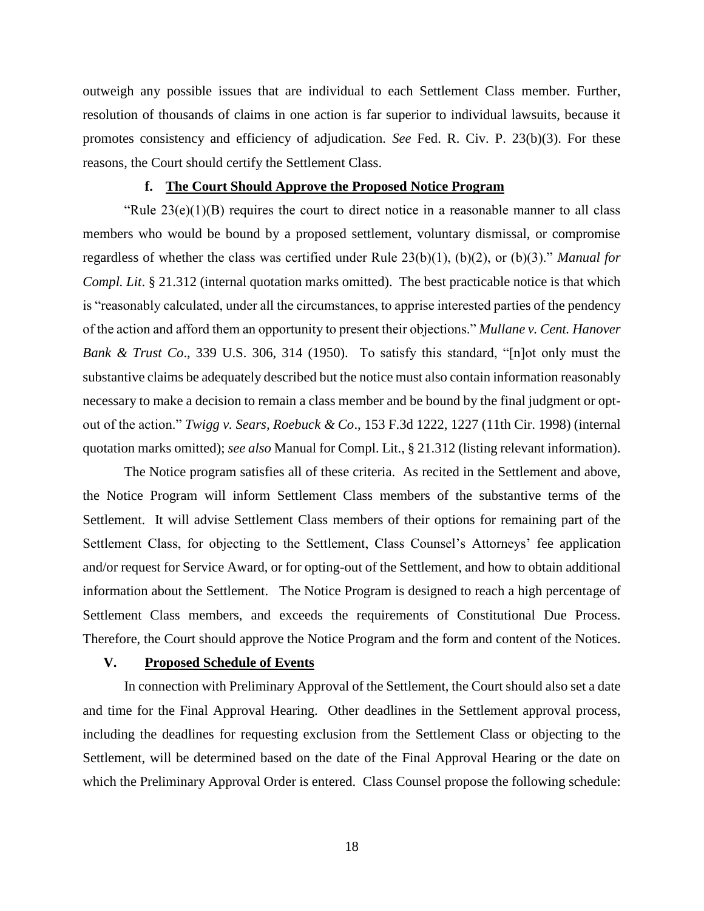outweigh any possible issues that are individual to each Settlement Class member. Further, resolution of thousands of claims in one action is far superior to individual lawsuits, because it promotes consistency and efficiency of adjudication. *See* Fed. R. Civ. P. 23(b)(3). For these reasons, the Court should certify the Settlement Class.

#### f. **The Court Should Approve the Proposed Notice Program**

"Rule 23(e)(1)(B) requires the court to direct notice in a reasonable manner to all class members who would be bound by a proposed settlement, voluntary dismissal, or compromise regardless of whether the class was certified under Rule 23(b)(1), (b)(2), or (b)(3)." *Manual for Compl. Lit*. § 21.312 (internal quotation marks omitted). The best practicable notice is that which is "reasonably calculated, under all the circumstances, to apprise interested parties of the pendency of the action and afford them an opportunity to present their objections." *Mullane v. Cent. Hanover Bank & Trust Co*., 339 U.S. 306, 314 (1950). To satisfy this standard, "[n]ot only must the substantive claims be adequately described but the notice must also contain information reasonably necessary to make a decision to remain a class member and be bound by the final judgment or opt-out of the action." *Twigg v. Sears, Roebuck & Co*., 153 F.3d 1222, 1227 (11th Cir. 1998) (internal quotation marks omitted); *see also* Manual for Compl. Lit., § 21.312 (listing relevant information).

The Notice program satisfies all of these criteria. As recited in the Settlement and above, the Notice Program will inform Settlement Class members of the substantive terms of the Settlement. It will advise Settlement Class members of their options for remaining part of the Settlement Class, for objecting to the Settlement, Class Counsel's Attorneys' fee application and/or request for Service Award, or for opting-out of the Settlement, and how to obtain additional information about the Settlement. The Notice Program is designed to reach a high percentage of Settlement Class members, and exceeds the requirements of Constitutional Due Process. Therefore, the Court should approve the Notice Program and the form and content of the Notices.

## V. **Proposed Schedule of Events**

In connection with Preliminary Approval of the Settlement, the Court should also set a date and time for the Final Approval Hearing. Other deadlines in the Settlement approval process, including the deadlines for requesting exclusion from the Settlement Class or objecting to the Settlement, will be determined based on the date of the Final Approval Hearing or the date on which the Preliminary Approval Order is entered. Class Counsel propose the following schedule: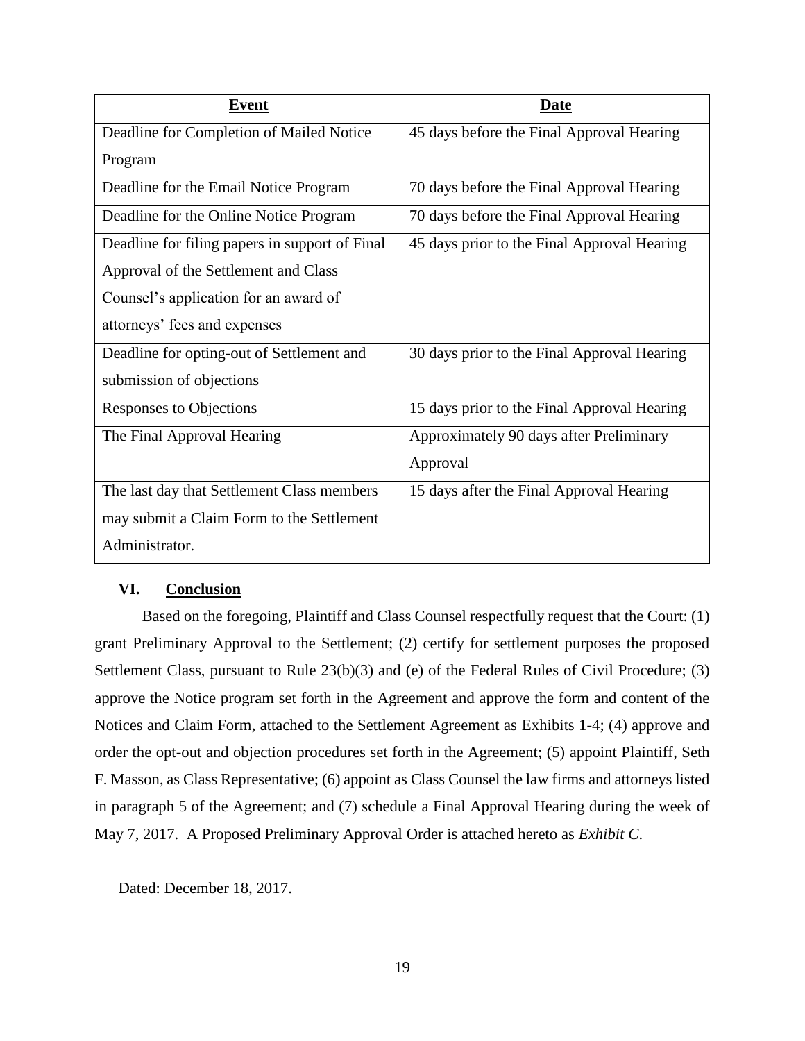| Event | Date |
|---|---|
| Deadline for Completion of Mailed Notice Program | 45 days before the Final Approval Hearing |
| Deadline for the Email Notice Program | 70 days before the Final Approval Hearing |
| Deadline for the Online Notice Program | 70 days before the Final Approval Hearing |
| Deadline for filing papers in support of Final Approval of the Settlement and Class Counsel's application for an award of attorneys' fees and expenses | 45 days prior to the Final Approval Hearing |
| Deadline for opting-out of Settlement and submission of objections | 30 days prior to the Final Approval Hearing |
| Responses to Objections | 15 days prior to the Final Approval Hearing |
| The Final Approval Hearing | Approximately 90 days after Preliminary Approval |
| The last day that Settlement Class members may submit a Claim Form to the Settlement Administrator. | 15 days after the Final Approval Hearing |

## VI. Conclusion

Based on the foregoing, Plaintiff and Class Counsel respectfully request that the Court: (1) grant Preliminary Approval to the Settlement; (2) certify for settlement purposes the proposed Settlement Class, pursuant to Rule 23(b)(3) and (e) of the Federal Rules of Civil Procedure; (3) approve the Notice program set forth in the Agreement and approve the form and content of the Notices and Claim Form, attached to the Settlement Agreement as Exhibits 1-4; (4) approve and order the opt-out and objection procedures set forth in the Agreement; (5) appoint Plaintiff, Seth F. Masson, as Class Representative; (6) appoint as Class Counsel the law firms and attorneys listed in paragraph 5 of the Agreement; and (7) schedule a Final Approval Hearing during the week of May 7, 2017. A Proposed Preliminary Approval Order is attached hereto as *Exhibit C*.

Dated: December 18, 2017.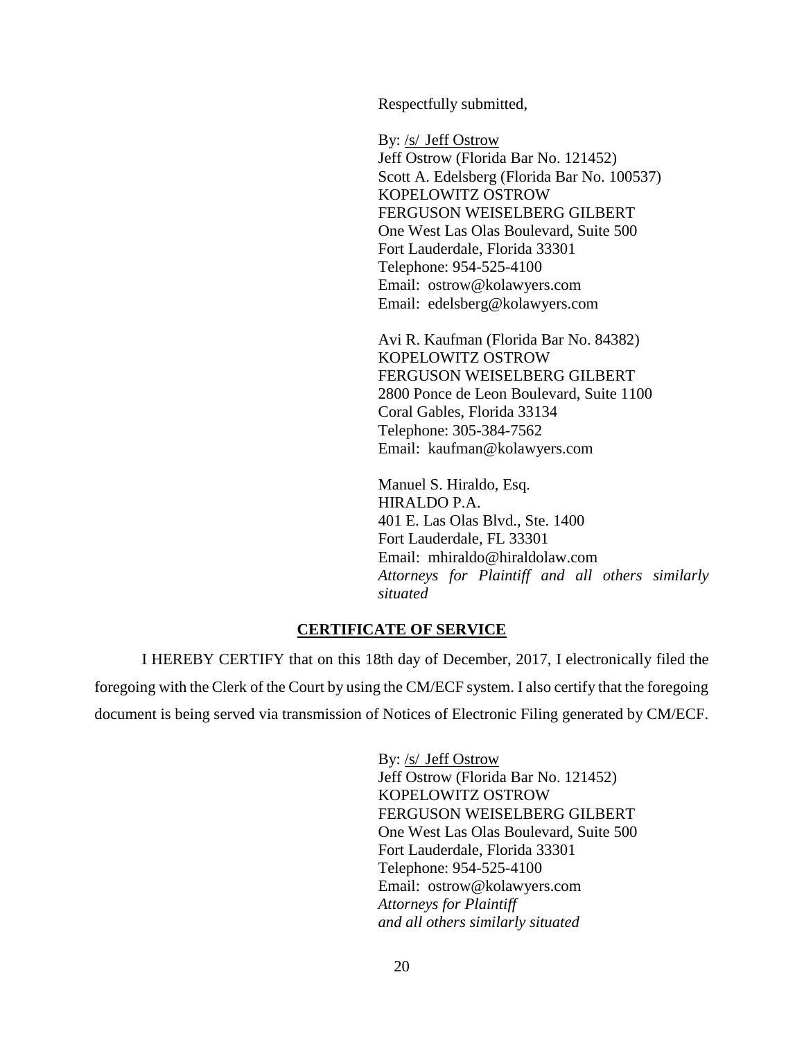Respectfully submitted,

By: /s/ Jeff Ostrow
Jeff Ostrow (Florida Bar No. 121452)
Scott A. Edelsberg (Florida Bar No. 100537)
KOPELOWITZ OSTROW
FERGUSON WEISELBERG GILBERT
One West Las Olas Boulevard, Suite 500
Fort Lauderdale, Florida 33301
Telephone: 954-525-4100
Email: ostrow@kolawyers.com
Email: edelsberg@kolawyers.com

Avi R. Kaufman (Florida Bar No. 84382)
KOPELOWITZ OSTROW
FERGUSON WEISELBERG GILBERT
2800 Ponce de Leon Boulevard, Suite 1100
Coral Gables, Florida 33134
Telephone: 305-384-7562
Email: kaufman@kolawyers.com

Manuel S. Hiraldo, Esq.
HIRALDO P.A.
401 E. Las Olas Blvd., Ste. 1400
Fort Lauderdale, FL 33301
Email: mhiraldo@hiraldolaw.com
*Attorneys for Plaintiff and all others similarly situated*

## CERTIFICATE OF SERVICE

I HEREBY CERTIFY that on this 18th day of December, 2017, I electronically filed the foregoing with the Clerk of the Court by using the CM/ECF system. I also certify that the foregoing document is being served via transmission of Notices of Electronic Filing generated by CM/ECF.

By: /s/ Jeff Ostrow
Jeff Ostrow (Florida Bar No. 121452)
KOPELOWITZ OSTROW
FERGUSON WEISELBERG GILBERT
One West Las Olas Boulevard, Suite 500
Fort Lauderdale, Florida 33301
Telephone: 954-525-4100
Email: ostrow@kolawyers.com
*Attorneys for Plaintiff*
*and all others similarly situated*